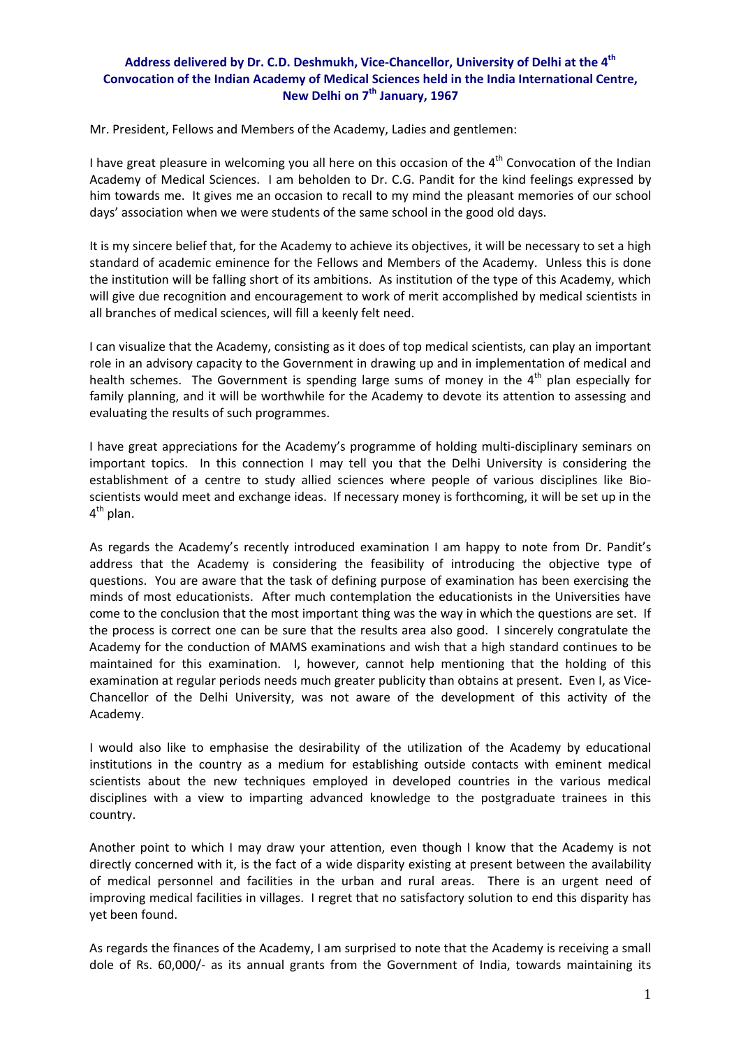# Address delivered by Dr. C.D. Deshmukh, Vice-Chancellor, University of Delhi at the 4th Convocation of the Indian Academy of Medical Sciences held in the India International Centre, New Delhi on 7th January, 1967

Mr. President, Fellows and Members of the Academy, Ladies and gentlemen:

I have great pleasure in welcoming you all here on this occasion of the 4th Convocation of the Indian Academy of Medical Sciences. I am beholden to Dr. C.G. Pandit for the kind feelings expressed by him towards me. It gives me an occasion to recall to my mind the pleasant memories of our school days' association when we were students of the same school in the good old days.

It is my sincere belief that, for the Academy to achieve its objectives, it will be necessary to set a high standard of academic eminence for the Fellows and Members of the Academy. Unless this is done the institution will be falling short of its ambitions. As institution of the type of this Academy, which will give due recognition and encouragement to work of merit accomplished by medical scientists in all branches of medical sciences, will fill a keenly felt need.

I can visualize that the Academy, consisting as it does of top medical scientists, can play an important role in an advisory capacity to the Government in drawing up and in implementation of medical and health schemes. The Government is spending large sums of money in the 4th plan especially for family planning, and it will be worthwhile for the Academy to devote its attention to assessing and evaluating the results of such programmes.

I have great appreciations for the Academy's programme of holding multi-disciplinary seminars on important topics. In this connection I may tell you that the Delhi University is considering the establishment of a centre to study allied sciences where people of various disciplines like Bio-scientists would meet and exchange ideas. If necessary money is forthcoming, it will be set up in the 4th plan.

As regards the Academy's recently introduced examination I am happy to note from Dr. Pandit's address that the Academy is considering the feasibility of introducing the objective type of questions. You are aware that the task of defining purpose of examination has been exercising the minds of most educationists. After much contemplation the educationists in the Universities have come to the conclusion that the most important thing was the way in which the questions are set. If the process is correct one can be sure that the results area also good. I sincerely congratulate the Academy for the conduction of MAMS examinations and wish that a high standard continues to be maintained for this examination. I, however, cannot help mentioning that the holding of this examination at regular periods needs much greater publicity than obtains at present. Even I, as Vice-Chancellor of the Delhi University, was not aware of the development of this activity of the Academy.

I would also like to emphasise the desirability of the utilization of the Academy by educational institutions in the country as a medium for establishing outside contacts with eminent medical scientists about the new techniques employed in developed countries in the various medical disciplines with a view to imparting advanced knowledge to the postgraduate trainees in this country.

Another point to which I may draw your attention, even though I know that the Academy is not directly concerned with it, is the fact of a wide disparity existing at present between the availability of medical personnel and facilities in the urban and rural areas. There is an urgent need of improving medical facilities in villages. I regret that no satisfactory solution to end this disparity has yet been found.

As regards the finances of the Academy, I am surprised to note that the Academy is receiving a small dole of Rs. 60,000/- as its annual grants from the Government of India, towards maintaining its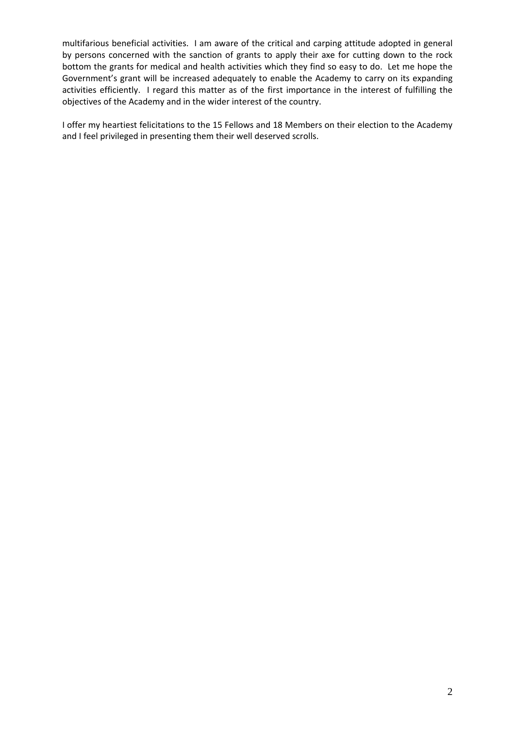multifarious beneficial activities. I am aware of the critical and carping attitude adopted in general by persons concerned with the sanction of grants to apply their axe for cutting down to the rock bottom the grants for medical and health activities which they find so easy to do. Let me hope the Government's grant will be increased adequately to enable the Academy to carry on its expanding activities efficiently. I regard this matter as of the first importance in the interest of fulfilling the objectives of the Academy and in the wider interest of the country.

I offer my heartiest felicitations to the 15 Fellows and 18 Members on their election to the Academy and I feel privileged in presenting them their well deserved scrolls.